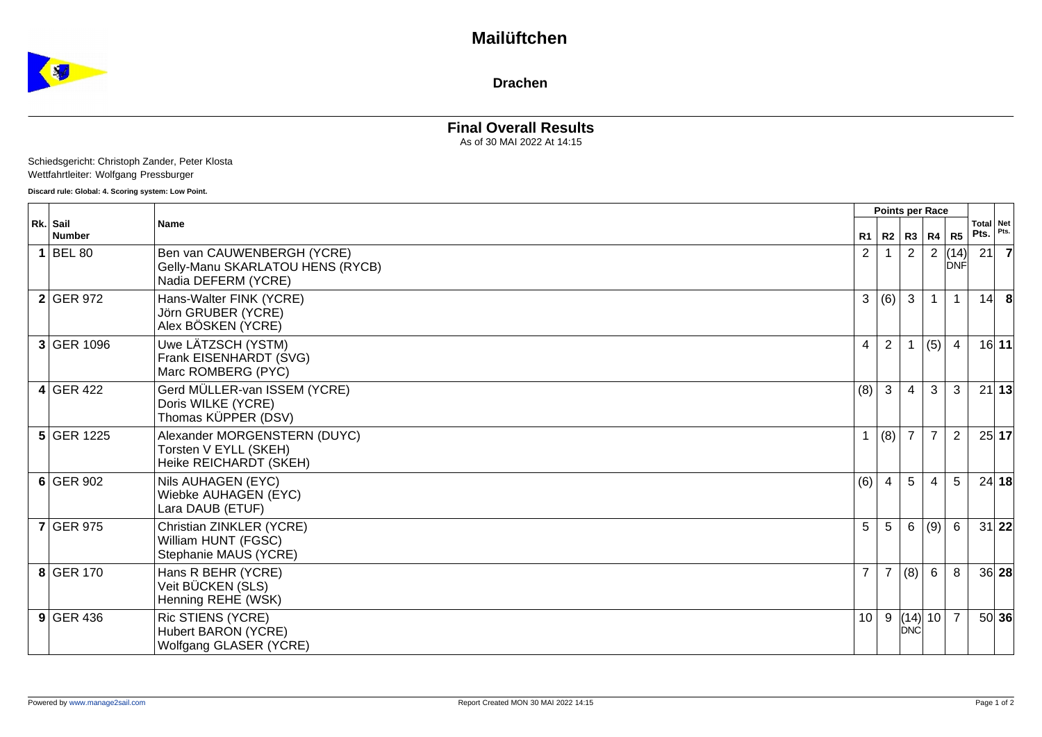# Mailüftchen

## Drachen

### Final Overall Results

As of 30 MAI 2022 At 14:15

Schiedsgericht: Christoph Zander, Peter Klosta
Wettfahrtleiter: Wolfgang Pressburger

**Discard rule: Global: 4. Scoring system: Low Point.**

| Rk. | Sail Number | Name | Points per Race | | | | | Total Pts. | Net Pts. |
|---|---|---|---|---|---|---|---|---|---|
| | | | R1 | R2 | R3 | R4 | R5 | | |
| **1** | BEL 80 | Ben van CAUWENBERGH (YCRE)<br>Gelly-Manu SKARLATOU HENS (RYCB)<br>Nadia DEFERM (YCRE) | 2 | 1 | 2 | 2 | (14) DNF | 21 | **7** |
| **2** | GER 972 | Hans-Walter FINK (YCRE)<br>Jörn GRUBER (YCRE)<br>Alex BÖSKEN (YCRE) | 3 | (6) | 3 | 1 | 1 | 14 | **8** |
| **3** | GER 1096 | Uwe LÄTZSCH (YSTM)<br>Frank EISENHARDT (SVG)<br>Marc ROMBERG (PYC) | 4 | 2 | 1 | (5) | 4 | 16 | **11** |
| **4** | GER 422 | Gerd MÜLLER-van ISSEM (YCRE)<br>Doris WILKE (YCRE)<br>Thomas KÜPPER (DSV) | (8) | 3 | 4 | 3 | 3 | 21 | **13** |
| **5** | GER 1225 | Alexander MORGENSTERN (DUYC)<br>Torsten V EYLL (SKEH)<br>Heike REICHARDT (SKEH) | 1 | (8) | 7 | 7 | 2 | 25 | **17** |
| **6** | GER 902 | Nils AUHAGEN (EYC)<br>Wiebke AUHAGEN (EYC)<br>Lara DAUB (ETUF) | (6) | 4 | 5 | 4 | 5 | 24 | **18** |
| **7** | GER 975 | Christian ZINKLER (YCRE)<br>William HUNT (FGSC)<br>Stephanie MAUS (YCRE) | 5 | 5 | 6 | (9) | 6 | 31 | **22** |
| **8** | GER 170 | Hans R BEHR (YCRE)<br>Veit BÜCKEN (SLS)<br>Henning REHE (WSK) | 7 | 7 | (8) | 6 | 8 | 36 | **28** |
| **9** | GER 436 | Ric STIENS (YCRE)<br>Hubert BARON (YCRE)<br>Wolfgang GLASER (YCRE) | 10 | 9 | (14) DNC | 10 | 7 | 50 | **36** |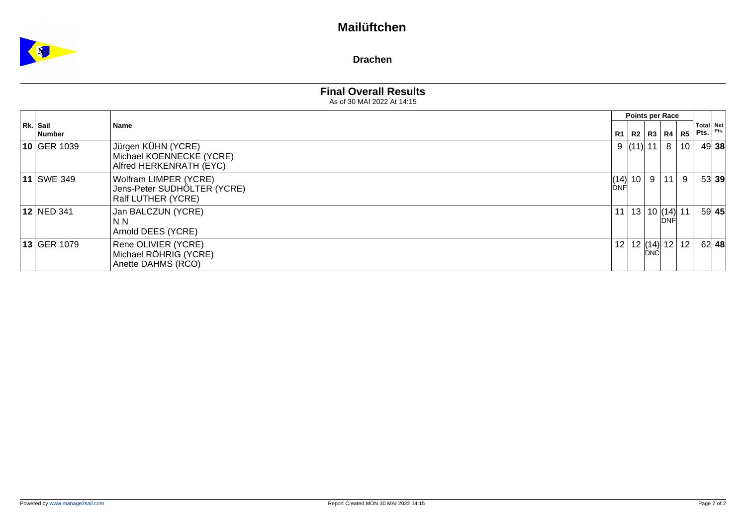# Mailüftchen

## Drachen

### Final Overall Results

As of 30 MAI 2022 At 14:15

| Rk. | Sail Number | Name | Points per Race | | | | | Total Pts. | Net Pts. |
|---|---|---|---|---|---|---|---|---|---|
| | | | R1 | R2 | R3 | R4 | R5 | | |
| **10** | GER 1039 | Jürgen KÜHN (YCRE)<br>Michael KOENNECKE (YCRE)<br>Alfred HERKENRATH (EYC) | 9 | (11) | 11 | 8 | 10 | 49 | **38** |
| **11** | SWE 349 | Wolfram LIMPER (YCRE)<br>Jens-Peter SUDHÖLTER (YCRE)<br>Ralf LUTHER (YCRE) | (14) DNF | 10 | 9 | 11 | 9 | 53 | **39** |
| **12** | NED 341 | Jan BALCZUN (YCRE)<br>N N<br>Arnold DEES (YCRE) | 11 | 13 | 10 | (14) DNF | 11 | 59 | **45** |
| **13** | GER 1079 | Rene OLIVIER (YCRE)<br>Michael RÖHRIG (YCRE)<br>Anette DAHMS (RCO) | 12 | 12 | (14) DNC | 12 | 12 | 62 | **48** |

Powered by www.manage2sail.com

Report Created MON 30 MAI 2022 14:15